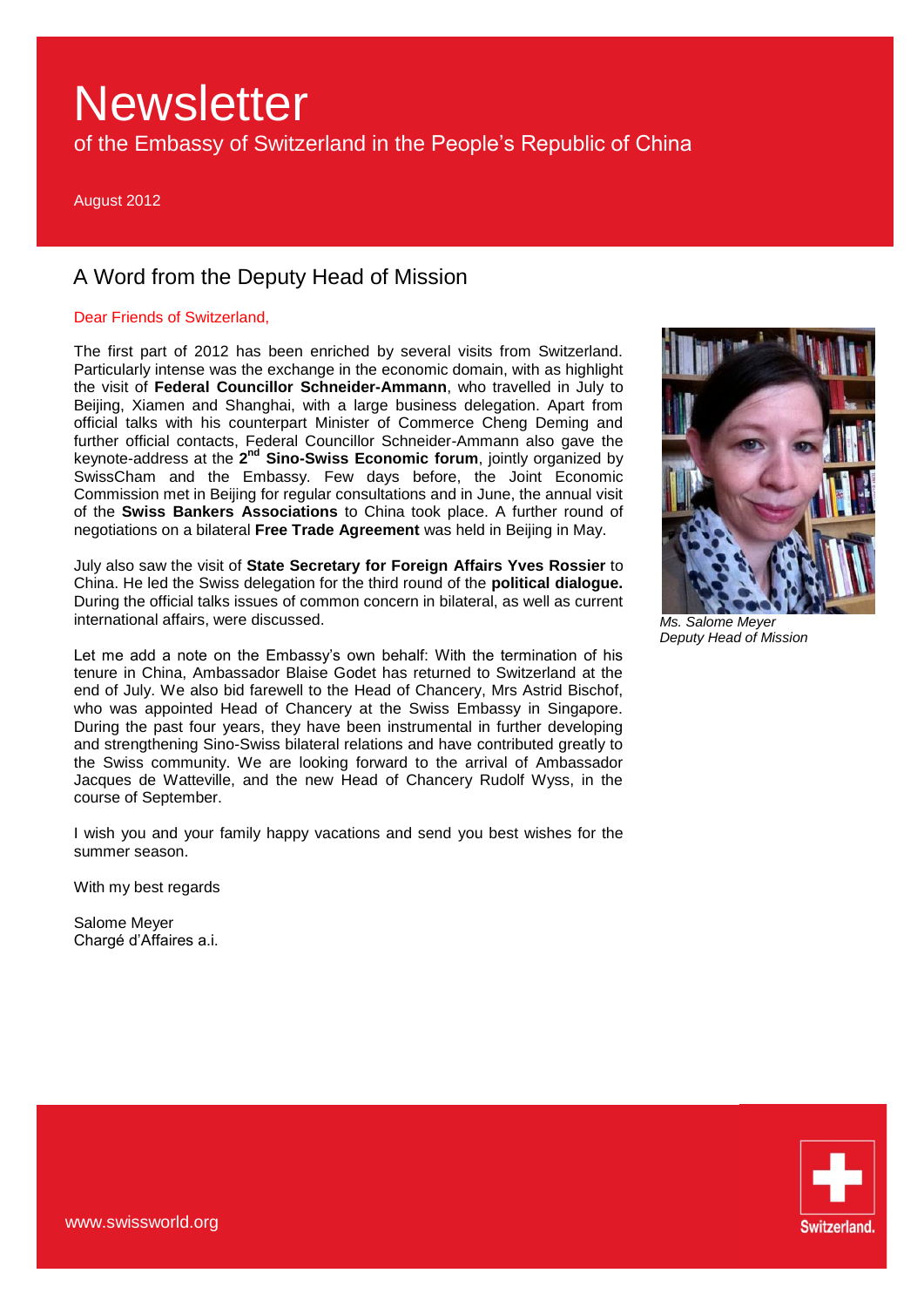# Newsletter

of the Embassy of Switzerland in the People's Republic of China

August 2012

## A Word from the Deputy Head of Mission

Dear Friends of Switzerland,

The first part of 2012 has been enriched by several visits from Switzerland. Particularly intense was the exchange in the economic domain, with as highlight the visit of **Federal Councillor Schneider-Ammann**, who travelled in July to Beijing, Xiamen and Shanghai, with a large business delegation. Apart from official talks with his counterpart Minister of Commerce Cheng Deming and further official contacts, Federal Councillor Schneider-Ammann also gave the keynote-address at the **2nd Sino-Swiss Economic forum**, jointly organized by SwissCham and the Embassy. Few days before, the Joint Economic Commission met in Beijing for regular consultations and in June, the annual visit of the **Swiss Bankers Associations** to China took place. A further round of negotiations on a bilateral **Free Trade Agreement** was held in Beijing in May.

July also saw the visit of **State Secretary for Foreign Affairs Yves Rossier** to China. He led the Swiss delegation for the third round of the **political dialogue.** During the official talks issues of common concern in bilateral, as well as current international affairs, were discussed.

*Ms. Salome Meyer*
*Deputy Head of Mission*

Let me add a note on the Embassy's own behalf: With the termination of his tenure in China, Ambassador Blaise Godet has returned to Switzerland at the end of July. We also bid farewell to the Head of Chancery, Mrs Astrid Bischof, who was appointed Head of Chancery at the Swiss Embassy in Singapore. During the past four years, they have been instrumental in further developing and strengthening Sino-Swiss bilateral relations and have contributed greatly to the Swiss community. We are looking forward to the arrival of Ambassador Jacques de Watteville, and the new Head of Chancery Rudolf Wyss, in the course of September.

I wish you and your family happy vacations and send you best wishes for the summer season.

With my best regards

Salome Meyer
Chargé d'Affaires a.i.

www.swissworld.org

Switzerland.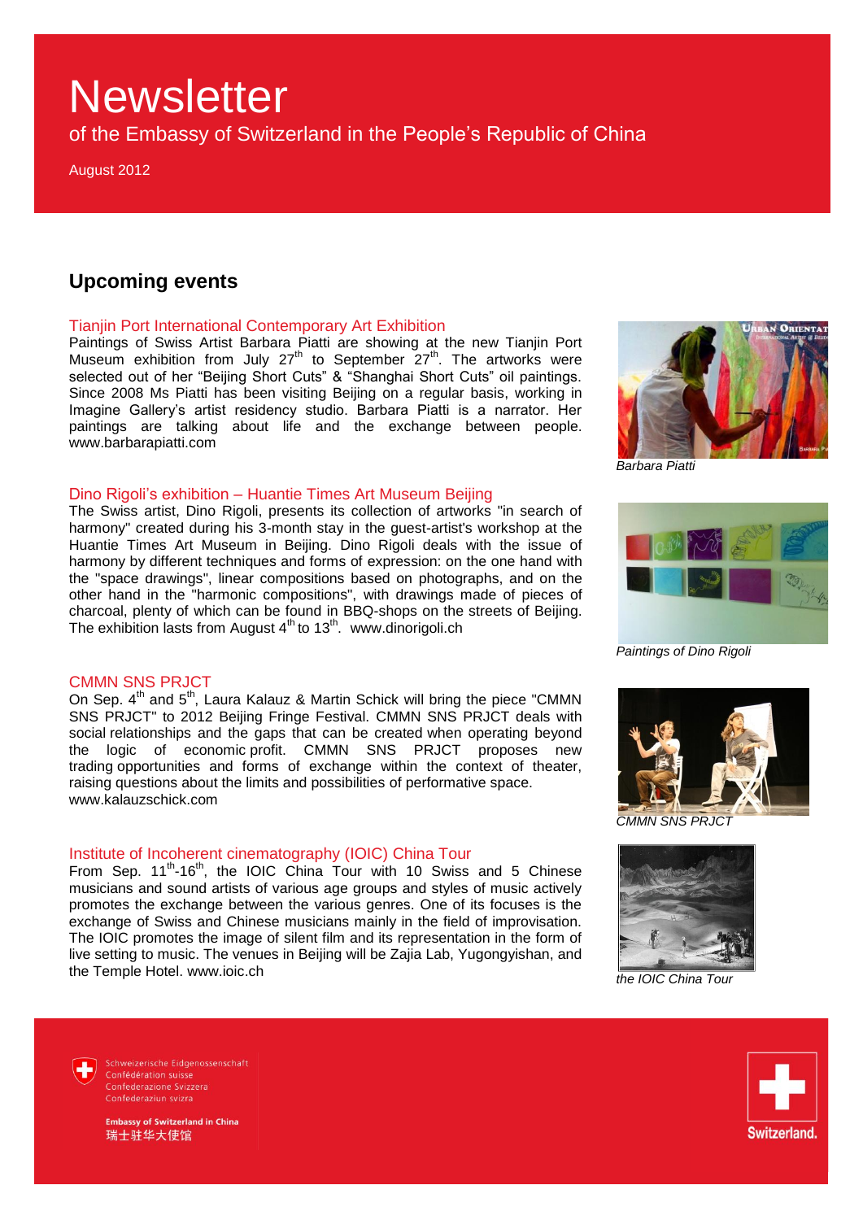// Newsletter

of the Embassy of Switzerland in the People's Republic of China

August 2012

## Upcoming events

### Tianjin Port International Contemporary Art Exhibition

Paintings of Swiss Artist Barbara Piatti are showing at the new Tianjin Port Museum exhibition from July 27th to September 27th. The artworks were selected out of her "Beijing Short Cuts" & "Shanghai Short Cuts" oil paintings. Since 2008 Ms Piatti has been visiting Beijing on a regular basis, working in Imagine Gallery's artist residency studio. Barbara Piatti is a narrator. Her paintings are talking about life and the exchange between people. www.barbarapiatti.com

*Barbara Piatti*

### Dino Rigoli's exhibition – Huantie Times Art Museum Beijing

The Swiss artist, Dino Rigoli, presents its collection of artworks "in search of harmony" created during his 3-month stay in the guest-artist's workshop at the Huantie Times Art Museum in Beijing. Dino Rigoli deals with the issue of harmony by different techniques and forms of expression: on the one hand with the "space drawings", linear compositions based on photographs, and on the other hand in the "harmonic compositions", with drawings made of pieces of charcoal, plenty of which can be found in BBQ-shops on the streets of Beijing. The exhibition lasts from August 4th to 13th. www.dinorigoli.ch

*Paintings of Dino Rigoli*

### CMMN SNS PRJCT

On Sep. 4th and 5th, Laura Kalauz & Martin Schick will bring the piece "CMMN SNS PRJCT" to 2012 Beijing Fringe Festival. CMMN SNS PRJCT deals with social relationships and the gaps that can be created when operating beyond the logic of economic profit. CMMN SNS PRJCT proposes new trading opportunities and forms of exchange within the context of theater, raising questions about the limits and possibilities of performative space. www.kalauzschick.com

*CMMN SNS PRJCT*

### Institute of Incoherent cinematography (IOIC) China Tour

From Sep. 11th-16th, the IOIC China Tour with 10 Swiss and 5 Chinese musicians and sound artists of various age groups and styles of music actively promotes the exchange between the various genres. One of its focuses is the exchange of Swiss and Chinese musicians mainly in the field of improvisation. The IOIC promotes the image of silent film and its representation in the form of live setting to music. The venues in Beijing will be Zajia Lab, Yugongyishan, and the Temple Hotel. www.ioic.ch

*the IOIC China Tour*

Schweizerische Eidgenossenschaft
Confédération suisse
Confederazione Svizzera
Confederaziun svizra

**Embassy of Switzerland in China**
**瑞士驻华大使馆**

Switzerland.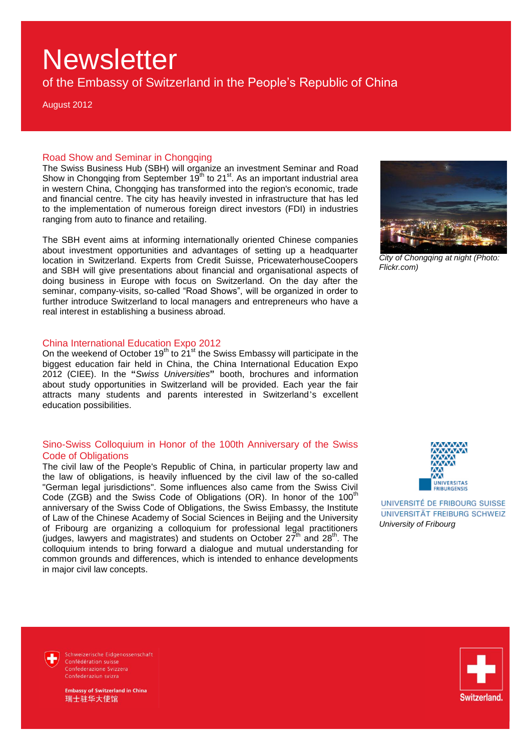# Newsletter

of the Embassy of Switzerland in the People's Republic of China

August 2012

## Road Show and Seminar in Chongqing

The Swiss Business Hub (SBH) will organize an investment Seminar and Road Show in Chongqing from September 19th to 21st. As an important industrial area in western China, Chongqing has transformed into the region's economic, trade and financial centre. The city has heavily invested in infrastructure that has led to the implementation of numerous foreign direct investors (FDI) in industries ranging from auto to finance and retailing.

*City of Chongqing at night (Photo: Flickr.com)*

The SBH event aims at informing internationally oriented Chinese companies about investment opportunities and advantages of setting up a headquarter location in Switzerland. Experts from Credit Suisse, PricewaterhouseCoopers and SBH will give presentations about financial and organisational aspects of doing business in Europe with focus on Switzerland. On the day after the seminar, company-visits, so-called "Road Shows", will be organized in order to further introduce Switzerland to local managers and entrepreneurs who have a real interest in establishing a business abroad.

## China International Education Expo 2012

On the weekend of October 19th to 21st the Swiss Embassy will participate in the biggest education fair held in China, the China International Education Expo 2012 (CIEE). In the **"***Swiss Universities***"** booth, brochures and information about study opportunities in Switzerland will be provided. Each year the fair attracts many students and parents interested in Switzerland's excellent education possibilities.

## Sino-Swiss Colloquium in Honor of the 100th Anniversary of the Swiss Code of Obligations

The civil law of the People's Republic of China, in particular property law and the law of obligations, is heavily influenced by the civil law of the so-called "German legal jurisdictions". Some influences also came from the Swiss Civil Code (ZGB) and the Swiss Code of Obligations (OR). In honor of the 100th anniversary of the Swiss Code of Obligations, the Swiss Embassy, the Institute of Law of the Chinese Academy of Social Sciences in Beijing and the University of Fribourg are organizing a colloquium for professional legal practitioners (judges, lawyers and magistrates) and students on October 27th and 28th. The colloquium intends to bring forward a dialogue and mutual understanding for common grounds and differences, which is intended to enhance developments in major civil law concepts.

UNIVERSITAS FRIBURGENSIS

UNIVERSITÉ DE FRIBOURG SUISSE
UNIVERSITÄT FREIBURG SCHWEIZ

*University of Fribourg*

Schweizerische Eidgenossenschaft
Confédération suisse
Confederazione Svizzera
Confederaziun svizra

**Embassy of Switzerland in China**
瑞士驻华大使馆

Switzerland.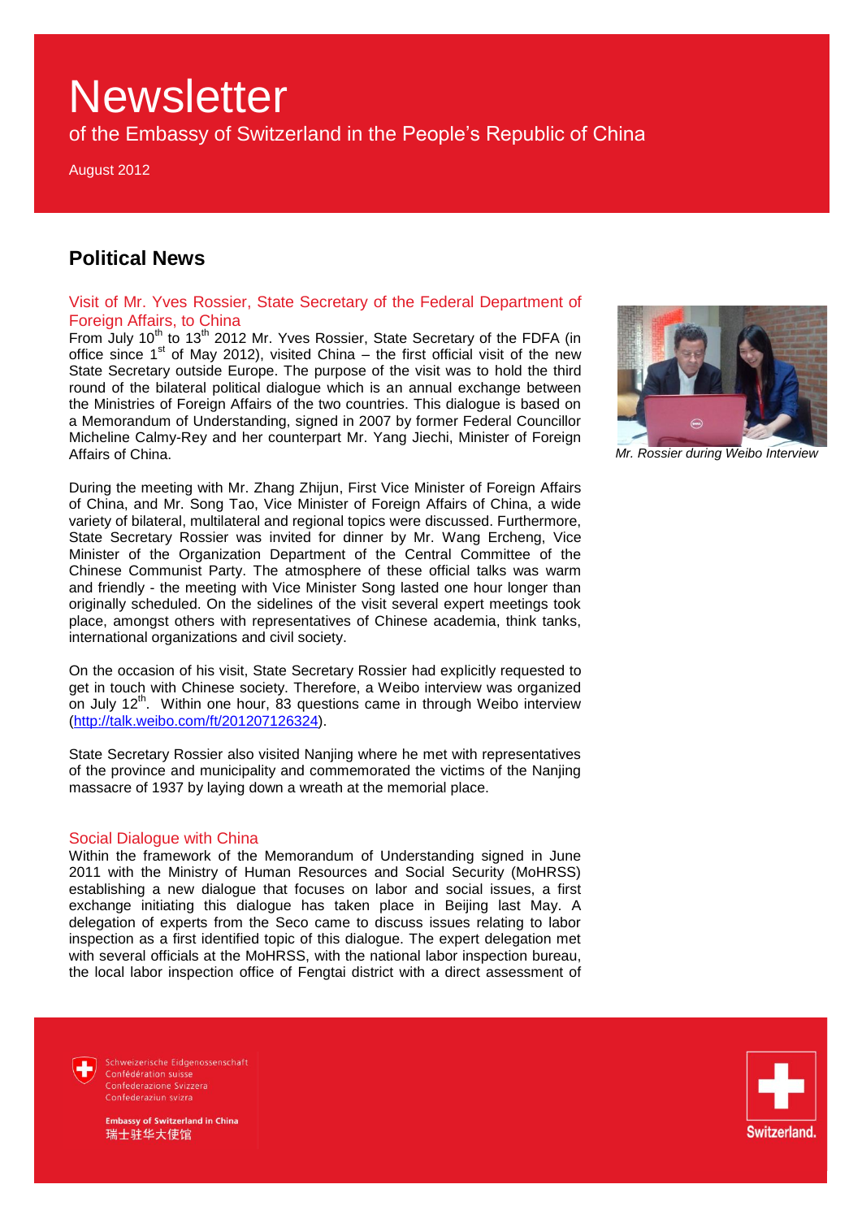# Newsletter

of the Embassy of Switzerland in the People's Republic of China

August 2012

## Political News

### Visit of Mr. Yves Rossier, State Secretary of the Federal Department of Foreign Affairs, to China

From July 10th to 13th 2012 Mr. Yves Rossier, State Secretary of the FDFA (in office since 1st of May 2012), visited China – the first official visit of the new State Secretary outside Europe. The purpose of the visit was to hold the third round of the bilateral political dialogue which is an annual exchange between the Ministries of Foreign Affairs of the two countries. This dialogue is based on a Memorandum of Understanding, signed in 2007 by former Federal Councillor Micheline Calmy-Rey and her counterpart Mr. Yang Jiechi, Minister of Foreign Affairs of China.

*Mr. Rossier during Weibo Interview*

During the meeting with Mr. Zhang Zhijun, First Vice Minister of Foreign Affairs of China, and Mr. Song Tao, Vice Minister of Foreign Affairs of China, a wide variety of bilateral, multilateral and regional topics were discussed. Furthermore, State Secretary Rossier was invited for dinner by Mr. Wang Ercheng, Vice Minister of the Organization Department of the Central Committee of the Chinese Communist Party. The atmosphere of these official talks was warm and friendly - the meeting with Vice Minister Song lasted one hour longer than originally scheduled. On the sidelines of the visit several expert meetings took place, amongst others with representatives of Chinese academia, think tanks, international organizations and civil society.

On the occasion of his visit, State Secretary Rossier had explicitly requested to get in touch with Chinese society. Therefore, a Weibo interview was organized on July 12th. Within one hour, 83 questions came in through Weibo interview (http://talk.weibo.com/ft/201207126324).

State Secretary Rossier also visited Nanjing where he met with representatives of the province and municipality and commemorated the victims of the Nanjing massacre of 1937 by laying down a wreath at the memorial place.

### Social Dialogue with China

Within the framework of the Memorandum of Understanding signed in June 2011 with the Ministry of Human Resources and Social Security (MoHRSS) establishing a new dialogue that focuses on labor and social issues, a first exchange initiating this dialogue has taken place in Beijing last May. A delegation of experts from the Seco came to discuss issues relating to labor inspection as a first identified topic of this dialogue. The expert delegation met with several officials at the MoHRSS, with the national labor inspection bureau, the local labor inspection office of Fengtai district with a direct assessment of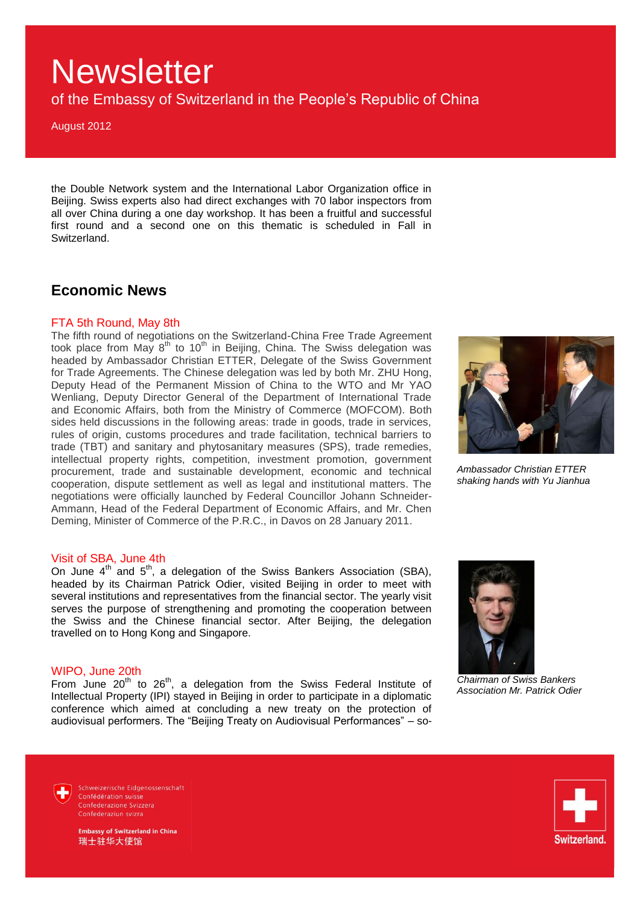the Double Network system and the International Labor Organization office in Beijing. Swiss experts also had direct exchanges with 70 labor inspectors from all over China during a one day workshop. It has been a fruitful and successful first round and a second one on this thematic is scheduled in Fall in Switzerland.

## Economic News

### FTA 5th Round, May 8th

The fifth round of negotiations on the Switzerland-China Free Trade Agreement took place from May 8th to 10th in Beijing, China. The Swiss delegation was headed by Ambassador Christian ETTER, Delegate of the Swiss Government for Trade Agreements. The Chinese delegation was led by both Mr. ZHU Hong, Deputy Head of the Permanent Mission of China to the WTO and Mr YAO Wenliang, Deputy Director General of the Department of International Trade and Economic Affairs, both from the Ministry of Commerce (MOFCOM). Both sides held discussions in the following areas: trade in goods, trade in services, rules of origin, customs procedures and trade facilitation, technical barriers to trade (TBT) and sanitary and phytosanitary measures (SPS), trade remedies, intellectual property rights, competition, investment promotion, government procurement, trade and sustainable development, economic and technical cooperation, dispute settlement as well as legal and institutional matters. The negotiations were officially launched by Federal Councillor Johann Schneider-Ammann, Head of the Federal Department of Economic Affairs, and Mr. Chen Deming, Minister of Commerce of the P.R.C., in Davos on 28 January 2011.

*Ambassador Christian ETTER shaking hands with Yu Jianhua*

### Visit of SBA, June 4th

On June 4th and 5th, a delegation of the Swiss Bankers Association (SBA), headed by its Chairman Patrick Odier, visited Beijing in order to meet with several institutions and representatives from the financial sector. The yearly visit serves the purpose of strengthening and promoting the cooperation between the Swiss and the Chinese financial sector. After Beijing, the delegation travelled on to Hong Kong and Singapore.

*Chairman of Swiss Bankers Association Mr. Patrick Odier*

### WIPO, June 20th

From June 20th to 26th, a delegation from the Swiss Federal Institute of Intellectual Property (IPI) stayed in Beijing in order to participate in a diplomatic conference which aimed at concluding a new treaty on the protection of audiovisual performers. The "Beijing Treaty on Audiovisual Performances" – so-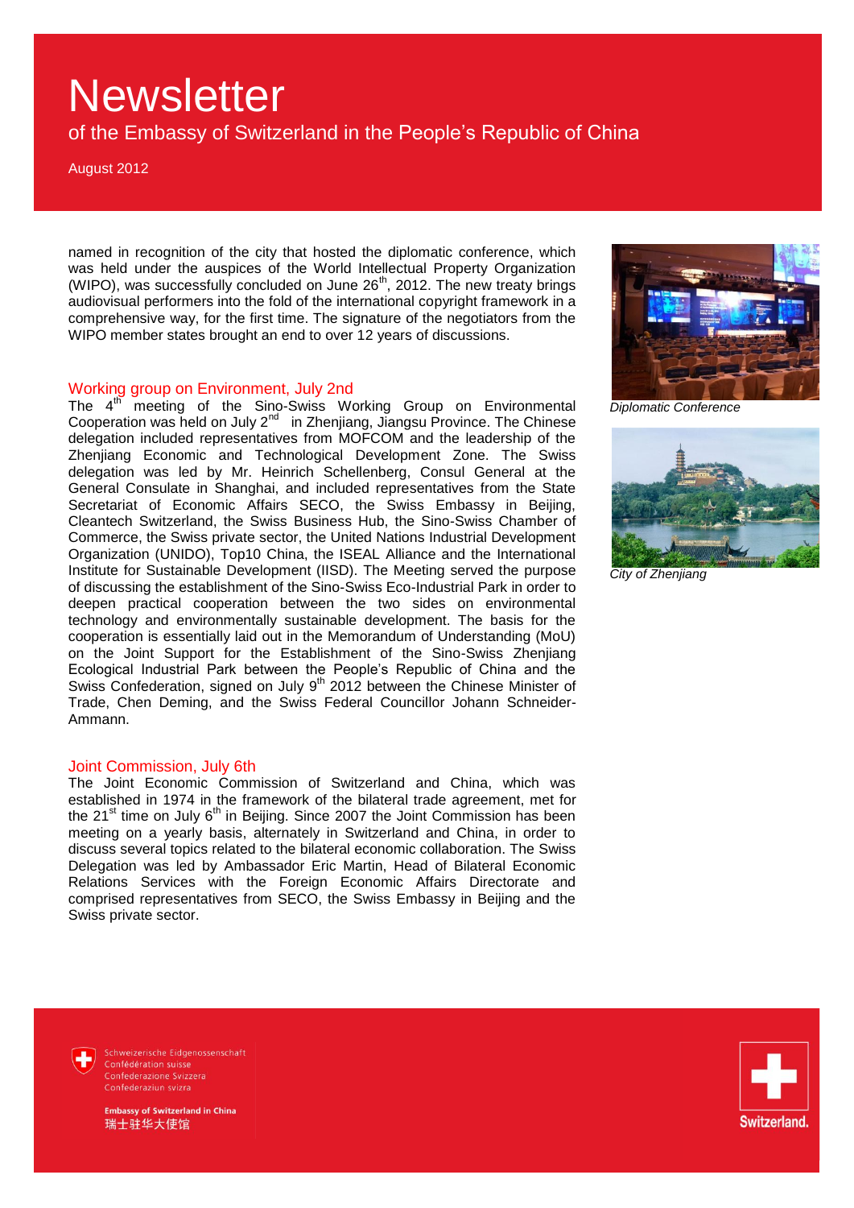named in recognition of the city that hosted the diplomatic conference, which was held under the auspices of the World Intellectual Property Organization (WIPO), was successfully concluded on June 26th, 2012. The new treaty brings audiovisual performers into the fold of the international copyright framework in a comprehensive way, for the first time. The signature of the negotiators from the WIPO member states brought an end to over 12 years of discussions.

*Diplomatic Conference*

*City of Zhenjiang*

## Working group on Environment, July 2nd

The 4th meeting of the Sino-Swiss Working Group on Environmental Cooperation was held on July 2nd in Zhenjiang, Jiangsu Province. The Chinese delegation included representatives from MOFCOM and the leadership of the Zhenjiang Economic and Technological Development Zone. The Swiss delegation was led by Mr. Heinrich Schellenberg, Consul General at the General Consulate in Shanghai, and included representatives from the State Secretariat of Economic Affairs SECO, the Swiss Embassy in Beijing, Cleantech Switzerland, the Swiss Business Hub, the Sino-Swiss Chamber of Commerce, the Swiss private sector, the United Nations Industrial Development Organization (UNIDO), Top10 China, the ISEAL Alliance and the International Institute for Sustainable Development (IISD). The Meeting served the purpose of discussing the establishment of the Sino-Swiss Eco-Industrial Park in order to deepen practical cooperation between the two sides on environmental technology and environmentally sustainable development. The basis for the cooperation is essentially laid out in the Memorandum of Understanding (MoU) on the Joint Support for the Establishment of the Sino-Swiss Zhenjiang Ecological Industrial Park between the People's Republic of China and the Swiss Confederation, signed on July 9th 2012 between the Chinese Minister of Trade, Chen Deming, and the Swiss Federal Councillor Johann Schneider-Ammann.

## Joint Commission, July 6th

The Joint Economic Commission of Switzerland and China, which was established in 1974 in the framework of the bilateral trade agreement, met for the 21st time on July 6th in Beijing. Since 2007 the Joint Commission has been meeting on a yearly basis, alternately in Switzerland and China, in order to discuss several topics related to the bilateral economic collaboration. The Swiss Delegation was led by Ambassador Eric Martin, Head of Bilateral Economic Relations Services with the Foreign Economic Affairs Directorate and comprised representatives from SECO, the Swiss Embassy in Beijing and the Swiss private sector.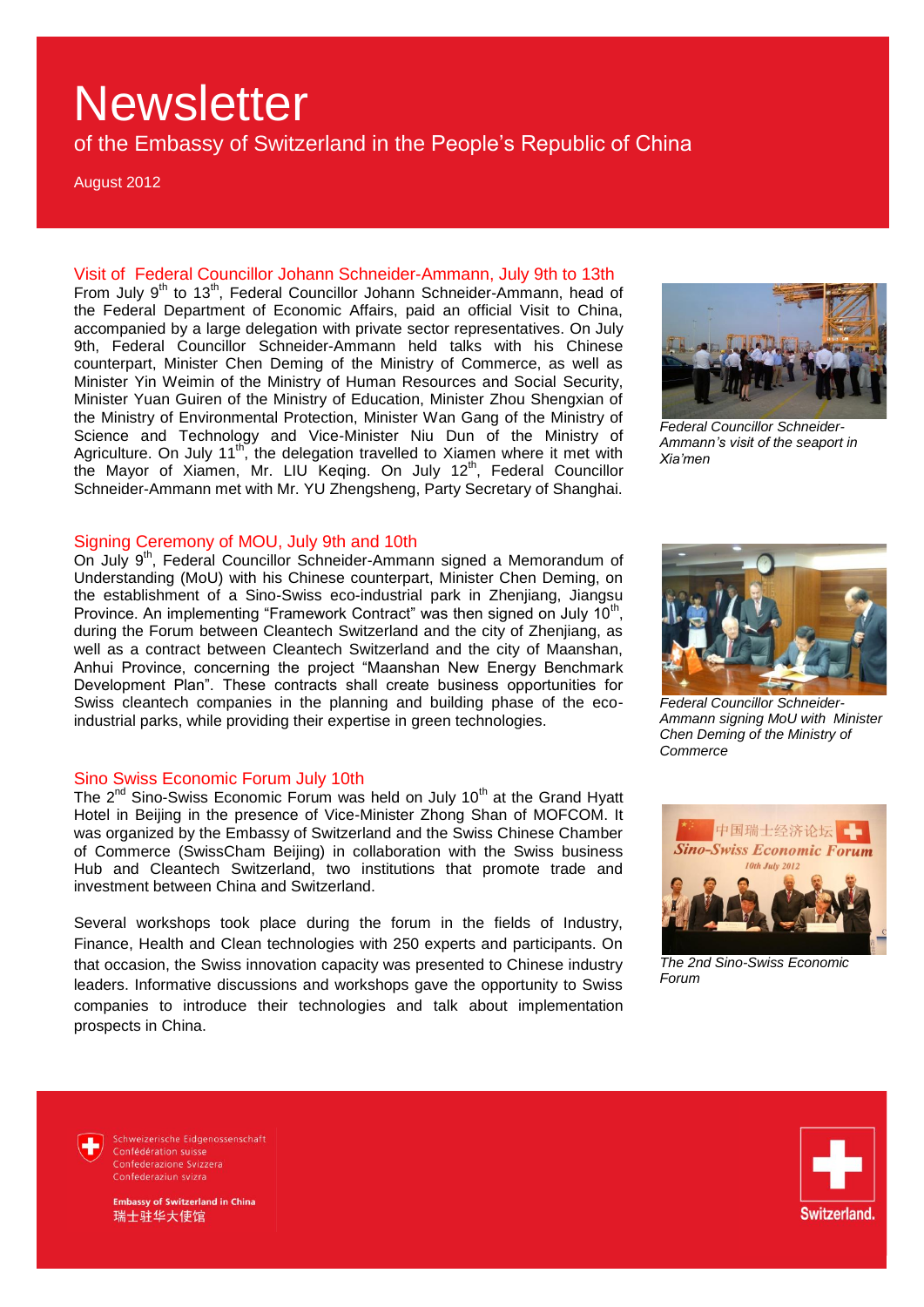# Newsletter

of the Embassy of Switzerland in the People's Republic of China

August 2012

## Visit of Federal Councillor Johann Schneider-Ammann, July 9th to 13th

From July 9th to 13th, Federal Councillor Johann Schneider-Ammann, head of the Federal Department of Economic Affairs, paid an official Visit to China, accompanied by a large delegation with private sector representatives. On July 9th, Federal Councillor Schneider-Ammann held talks with his Chinese counterpart, Minister Chen Deming of the Ministry of Commerce, as well as Minister Yin Weimin of the Ministry of Human Resources and Social Security, Minister Yuan Guiren of the Ministry of Education, Minister Zhou Shengxian of the Ministry of Environmental Protection, Minister Wan Gang of the Ministry of Science and Technology and Vice-Minister Niu Dun of the Ministry of Agriculture. On July 11th, the delegation travelled to Xiamen where it met with the Mayor of Xiamen, Mr. LIU Keqing. On July 12th, Federal Councillor Schneider-Ammann met with Mr. YU Zhengsheng, Party Secretary of Shanghai.

*Federal Councillor Schneider-Ammann's visit of the seaport in Xia'men*

## Signing Ceremony of MOU, July 9th and 10th

On July 9th, Federal Councillor Schneider-Ammann signed a Memorandum of Understanding (MoU) with his Chinese counterpart, Minister Chen Deming, on the establishment of a Sino-Swiss eco-industrial park in Zhenjiang, Jiangsu Province. An implementing "Framework Contract" was then signed on July 10th, during the Forum between Cleantech Switzerland and the city of Zhenjiang, as well as a contract between Cleantech Switzerland and the city of Maanshan, Anhui Province, concerning the project "Maanshan New Energy Benchmark Development Plan". These contracts shall create business opportunities for Swiss cleantech companies in the planning and building phase of the eco-industrial parks, while providing their expertise in green technologies.

*Federal Councillor Schneider-Ammann signing MoU with Minister Chen Deming of the Ministry of Commerce*

## Sino Swiss Economic Forum July 10th

The 2nd Sino-Swiss Economic Forum was held on July 10th at the Grand Hyatt Hotel in Beijing in the presence of Vice-Minister Zhong Shan of MOFCOM. It was organized by the Embassy of Switzerland and the Swiss Chinese Chamber of Commerce (SwissCham Beijing) in collaboration with the Swiss business Hub and Cleantech Switzerland, two institutions that promote trade and investment between China and Switzerland.

Several workshops took place during the forum in the fields of Industry, Finance, Health and Clean technologies with 250 experts and participants. On that occasion, the Swiss innovation capacity was presented to Chinese industry leaders. Informative discussions and workshops gave the opportunity to Swiss companies to introduce their technologies and talk about implementation prospects in China.

*The 2nd Sino-Swiss Economic Forum*

Schweizerische Eidgenossenschaft
Confédération suisse
Confederazione Svizzera
Confederaziun svizra

**Embassy of Switzerland in China**
瑞士驻华大使馆

Switzerland.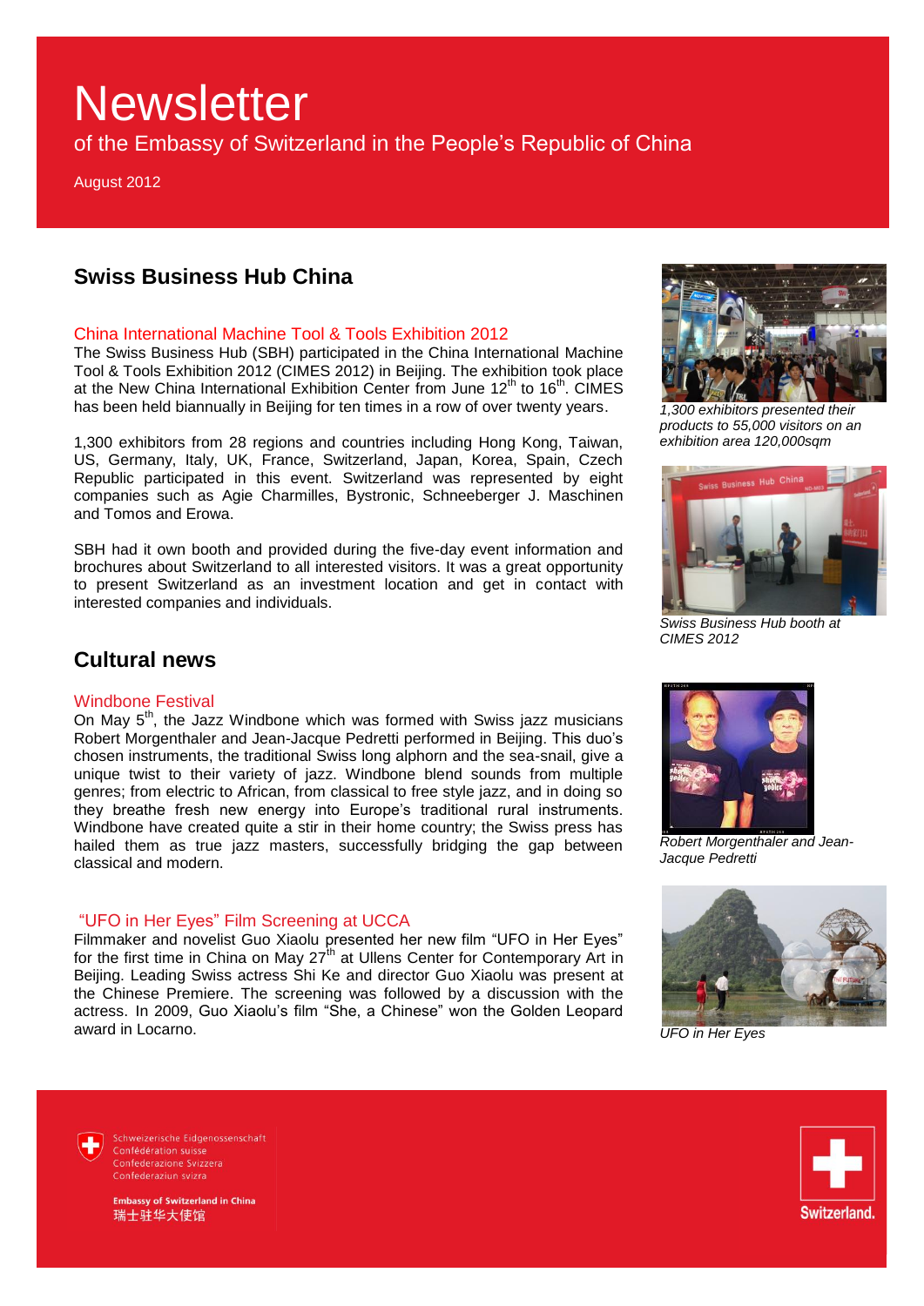# Newsletter

of the Embassy of Switzerland in the People's Republic of China

August 2012

## Swiss Business Hub China

### China International Machine Tool & Tools Exhibition 2012

The Swiss Business Hub (SBH) participated in the China International Machine Tool & Tools Exhibition 2012 (CIMES 2012) in Beijing. The exhibition took place at the New China International Exhibition Center from June 12th to 16th. CIMES has been held biannually in Beijing for ten times in a row of over twenty years.

1,300 exhibitors from 28 regions and countries including Hong Kong, Taiwan, US, Germany, Italy, UK, France, Switzerland, Japan, Korea, Spain, Czech Republic participated in this event. Switzerland was represented by eight companies such as Agie Charmilles, Bystronic, Schneeberger J. Maschinen and Tomos and Erowa.

SBH had it own booth and provided during the five-day event information and brochures about Switzerland to all interested visitors. It was a great opportunity to present Switzerland as an investment location and get in contact with interested companies and individuals.

*1,300 exhibitors presented their products to 55,000 visitors on an exhibition area 120,000sqm*

*Swiss Business Hub booth at CIMES 2012*

## Cultural news

### Windbone Festival

On May 5th, the Jazz Windbone which was formed with Swiss jazz musicians Robert Morgenthaler and Jean-Jacque Pedretti performed in Beijing. This duo's chosen instruments, the traditional Swiss long alphorn and the sea-snail, give a unique twist to their variety of jazz. Windbone blend sounds from multiple genres; from electric to African, from classical to free style jazz, and in doing so they breathe fresh new energy into Europe's traditional rural instruments. Windbone have created quite a stir in their home country; the Swiss press has hailed them as true jazz masters, successfully bridging the gap between classical and modern.

*Robert Morgenthaler and Jean-Jacque Pedretti*

### "UFO in Her Eyes" Film Screening at UCCA

Filmmaker and novelist Guo Xiaolu presented her new film "UFO in Her Eyes" for the first time in China on May 27th at Ullens Center for Contemporary Art in Beijing. Leading Swiss actress Shi Ke and director Guo Xiaolu was present at the Chinese Premiere. The screening was followed by a discussion with the actress. In 2009, Guo Xiaolu's film "She, a Chinese" won the Golden Leopard award in Locarno.

*UFO in Her Eyes*

Schweizerische Eidgenossenschaft
Confédération suisse
Confederazione Svizzera
Confederaziun svizra

**Embassy of Switzerland in China**
**瑞士驻华大使馆**

Switzerland.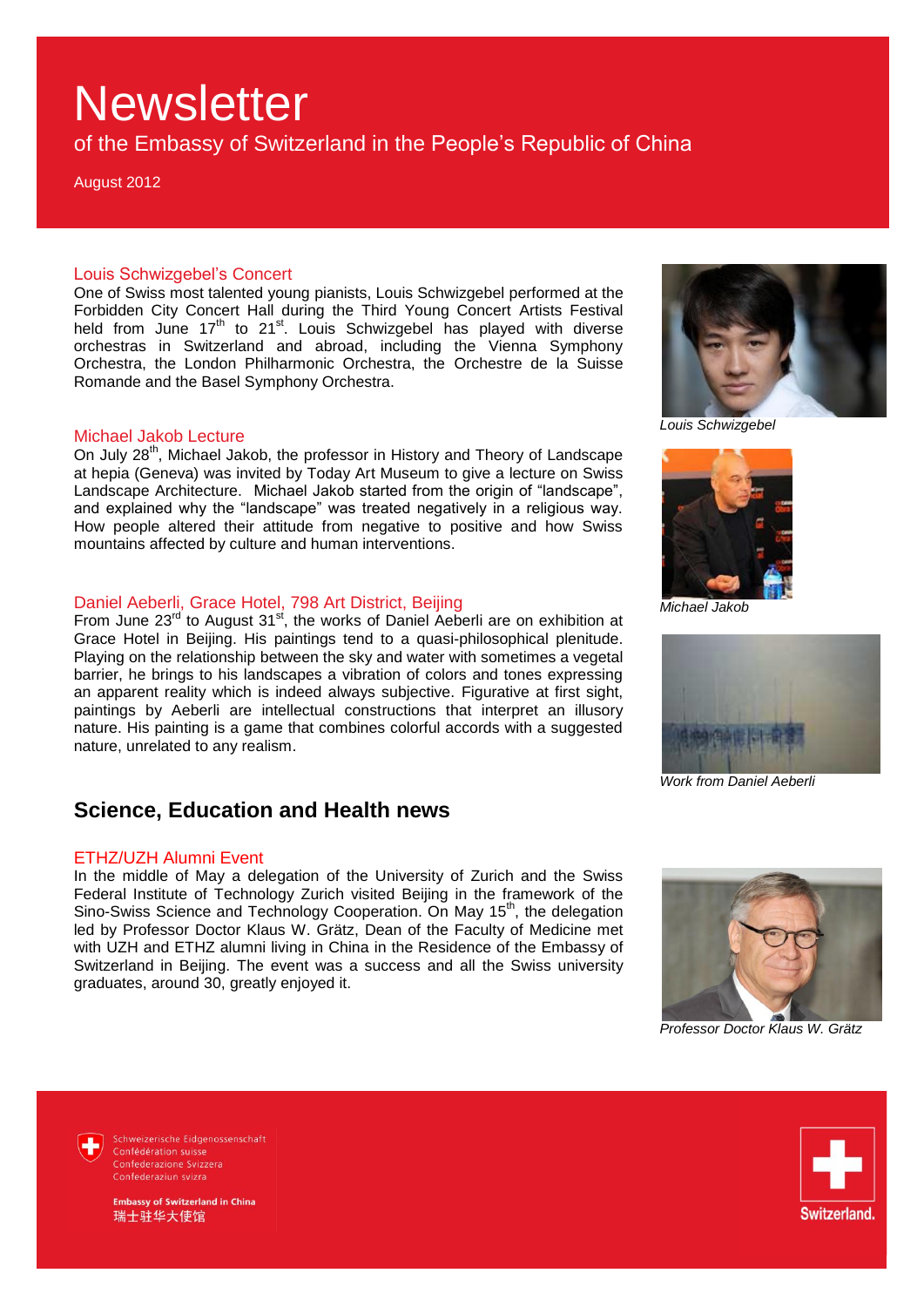# Newsletter

of the Embassy of Switzerland in the People's Republic of China

August 2012

### Louis Schwizgebel's Concert

One of Swiss most talented young pianists, Louis Schwizgebel performed at the Forbidden City Concert Hall during the Third Young Concert Artists Festival held from June 17th to 21st. Louis Schwizgebel has played with diverse orchestras in Switzerland and abroad, including the Vienna Symphony Orchestra, the London Philharmonic Orchestra, the Orchestre de la Suisse Romande and the Basel Symphony Orchestra.

*Louis Schwizgebel*

### Michael Jakob Lecture

On July 28th, Michael Jakob, the professor in History and Theory of Landscape at hepia (Geneva) was invited by Today Art Museum to give a lecture on Swiss Landscape Architecture. Michael Jakob started from the origin of "landscape", and explained why the "landscape" was treated negatively in a religious way. How people altered their attitude from negative to positive and how Swiss mountains affected by culture and human interventions.

*Michael Jakob*

### Daniel Aeberli, Grace Hotel, 798 Art District, Beijing

From June 23rd to August 31st, the works of Daniel Aeberli are on exhibition at Grace Hotel in Beijing. His paintings tend to a quasi-philosophical plenitude. Playing on the relationship between the sky and water with sometimes a vegetal barrier, he brings to his landscapes a vibration of colors and tones expressing an apparent reality which is indeed always subjective. Figurative at first sight, paintings by Aeberli are intellectual constructions that interpret an illusory nature. His painting is a game that combines colorful accords with a suggested nature, unrelated to any realism.

*Work from Daniel Aeberli*

## Science, Education and Health news

### ETHZ/UZH Alumni Event

In the middle of May a delegation of the University of Zurich and the Swiss Federal Institute of Technology Zurich visited Beijing in the framework of the Sino-Swiss Science and Technology Cooperation. On May 15th, the delegation led by Professor Doctor Klaus W. Grätz, Dean of the Faculty of Medicine met with UZH and ETHZ alumni living in China in the Residence of the Embassy of Switzerland in Beijing. The event was a success and all the Swiss university graduates, around 30, greatly enjoyed it.

*Professor Doctor Klaus W. Grätz*

Schweizerische Eidgenossenschaft
Confédération suisse
Confederazione Svizzera
Confederaziun svizra

**Embassy of Switzerland in China**
瑞士驻华大使馆

Switzerland.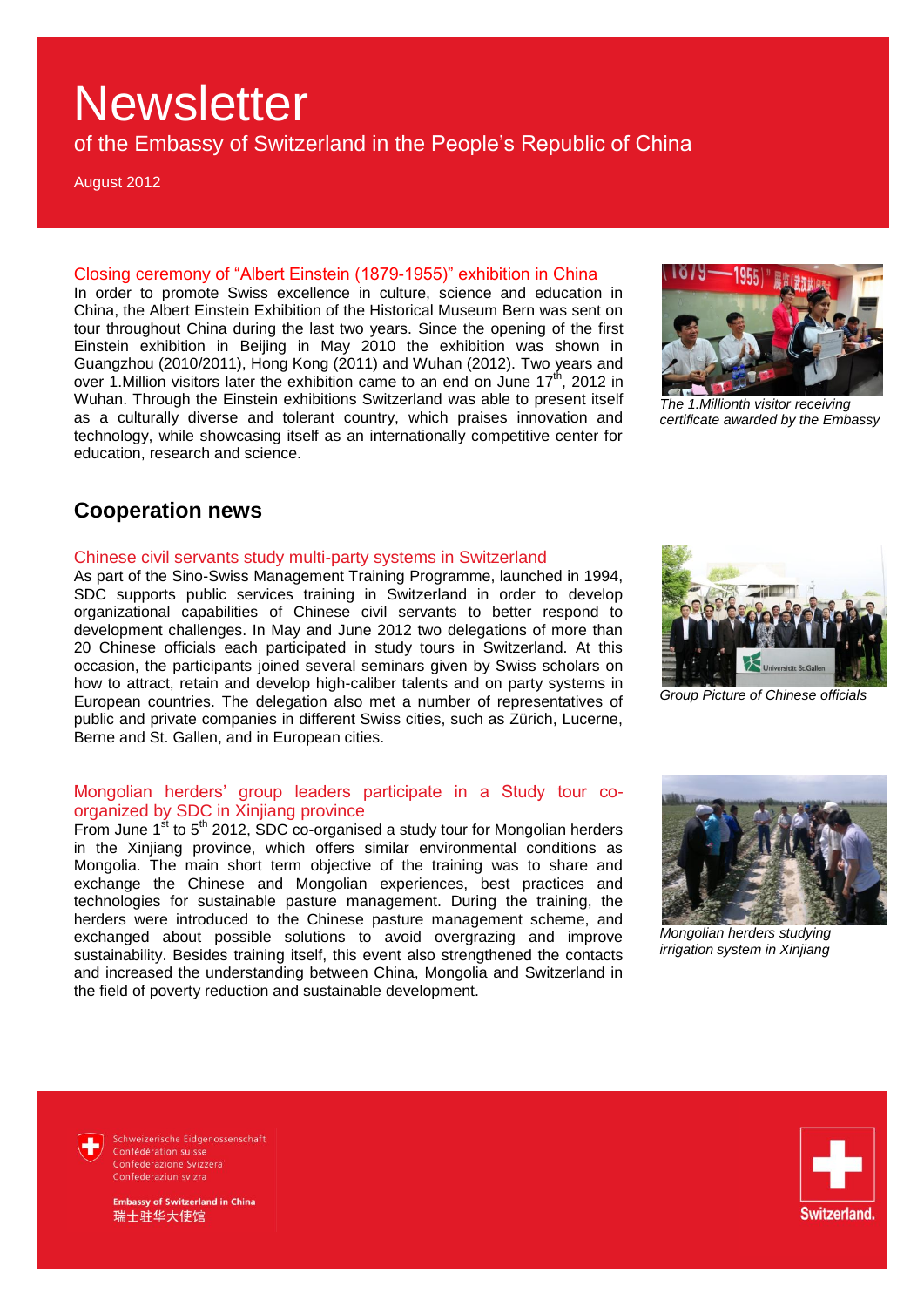# Newsletter

of the Embassy of Switzerland in the People's Republic of China

August 2012

### Closing ceremony of "Albert Einstein (1879-1955)" exhibition in China

In order to promote Swiss excellence in culture, science and education in China, the Albert Einstein Exhibition of the Historical Museum Bern was sent on tour throughout China during the last two years. Since the opening of the first Einstein exhibition in Beijing in May 2010 the exhibition was shown in Guangzhou (2010/2011), Hong Kong (2011) and Wuhan (2012). Two years and over 1.Million visitors later the exhibition came to an end on June 17th, 2012 in Wuhan. Through the Einstein exhibitions Switzerland was able to present itself as a culturally diverse and tolerant country, which praises innovation and technology, while showcasing itself as an internationally competitive center for education, research and science.

*The 1.Millionth visitor receiving certificate awarded by the Embassy*

## Cooperation news

### Chinese civil servants study multi-party systems in Switzerland

As part of the Sino-Swiss Management Training Programme, launched in 1994, SDC supports public services training in Switzerland in order to develop organizational capabilities of Chinese civil servants to better respond to development challenges. In May and June 2012 two delegations of more than 20 Chinese officials each participated in study tours in Switzerland. At this occasion, the participants joined several seminars given by Swiss scholars on how to attract, retain and develop high-caliber talents and on party systems in European countries. The delegation also met a number of representatives of public and private companies in different Swiss cities, such as Zürich, Lucerne, Berne and St. Gallen, and in European cities.

*Group Picture of Chinese officials*

### Mongolian herders' group leaders participate in a Study tour co-organized by SDC in Xinjiang province

From June 1st to 5th 2012, SDC co-organised a study tour for Mongolian herders in the Xinjiang province, which offers similar environmental conditions as Mongolia. The main short term objective of the training was to share and exchange the Chinese and Mongolian experiences, best practices and technologies for sustainable pasture management. During the training, the herders were introduced to the Chinese pasture management scheme, and exchanged about possible solutions to avoid overgrazing and improve sustainability. Besides training itself, this event also strengthened the contacts and increased the understanding between China, Mongolia and Switzerland in the field of poverty reduction and sustainable development.

*Mongolian herders studying irrigation system in Xinjiang*

Schweizerische Eidgenossenschaft
Confédération suisse
Confederazione Svizzera
Confederaziun svizra

**Embassy of Switzerland in China**
瑞士驻华大使馆

Switzerland.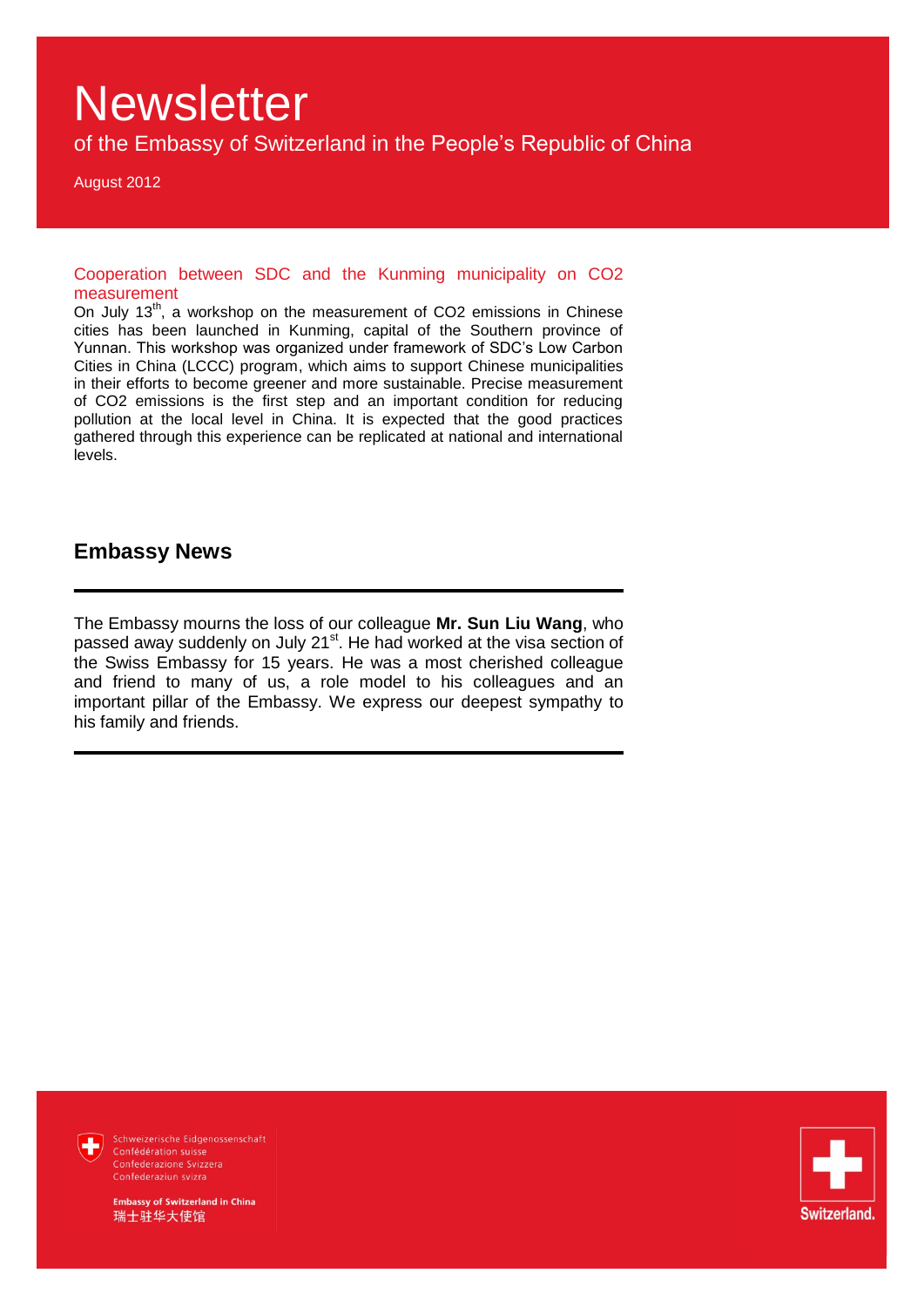# Newsletter

of the Embassy of Switzerland in the People's Republic of China

August 2012

### Cooperation between SDC and the Kunming municipality on $CO_2$ measurement

On July 13th, a workshop on the measurement of $CO_2$ emissions in Chinese cities has been launched in Kunming, capital of the Southern province of Yunnan. This workshop was organized under framework of SDC's Low Carbon Cities in China (LCCC) program, which aims to support Chinese municipalities in their efforts to become greener and more sustainable. Precise measurement of $CO_2$ emissions is the first step and an important condition for reducing pollution at the local level in China. It is expected that the good practices gathered through this experience can be replicated at national and international levels.

## Embassy News

---

The Embassy mourns the loss of our colleague **Mr. Sun Liu Wang**, who passed away suddenly on July 21st. He had worked at the visa section of the Swiss Embassy for 15 years. He was a most cherished colleague and friend to many of us, a role model to his colleagues and an important pillar of the Embassy. We express our deepest sympathy to his family and friends.

---

Schweizerische Eidgenossenschaft
Confédération suisse
Confederazione Svizzera
Confederaziun svizra

**Embassy of Switzerland in China**
瑞士驻华大使馆

Switzerland.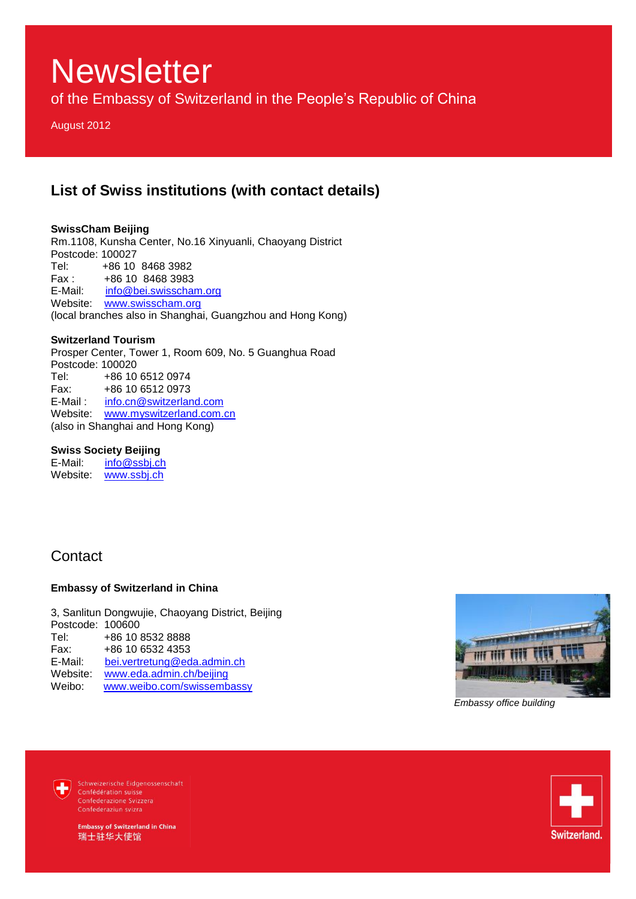# Newsletter

of the Embassy of Switzerland in the People's Republic of China

August 2012

## List of Swiss institutions (with contact details)

**SwissCham Beijing**
Rm.1108, Kunsha Center, No.16 Xinyuanli, Chaoyang District
Postcode: 100027
Tel: +86 10 8468 3982
Fax : +86 10 8468 3983
E-Mail: info@bei.swisscham.org
Website: www.swisscham.org
(local branches also in Shanghai, Guangzhou and Hong Kong)

**Switzerland Tourism**
Prosper Center, Tower 1, Room 609, No. 5 Guanghua Road
Postcode: 100020
Tel: +86 10 6512 0974
Fax: +86 10 6512 0973
E-Mail : info.cn@switzerland.com
Website: www.myswitzerland.com.cn
(also in Shanghai and Hong Kong)

**Swiss Society Beijing**
E-Mail: info@ssbj.ch
Website: www.ssbj.ch

## Contact

**Embassy of Switzerland in China**

3, Sanlitun Dongwujie, Chaoyang District, Beijing
Postcode: 100600
Tel: +86 10 8532 8888
Fax: +86 10 6532 4353
E-Mail: bei.vertretung@eda.admin.ch
Website: www.eda.admin.ch/beijing
Weibo: www.weibo.com/swissembassy

*Embassy office building*

Schweizerische Eidgenossenschaft
Confédération suisse
Confederazione Svizzera
Confederaziun svizra

**Embassy of Switzerland in China**
瑞士驻华大使馆

Switzerland.